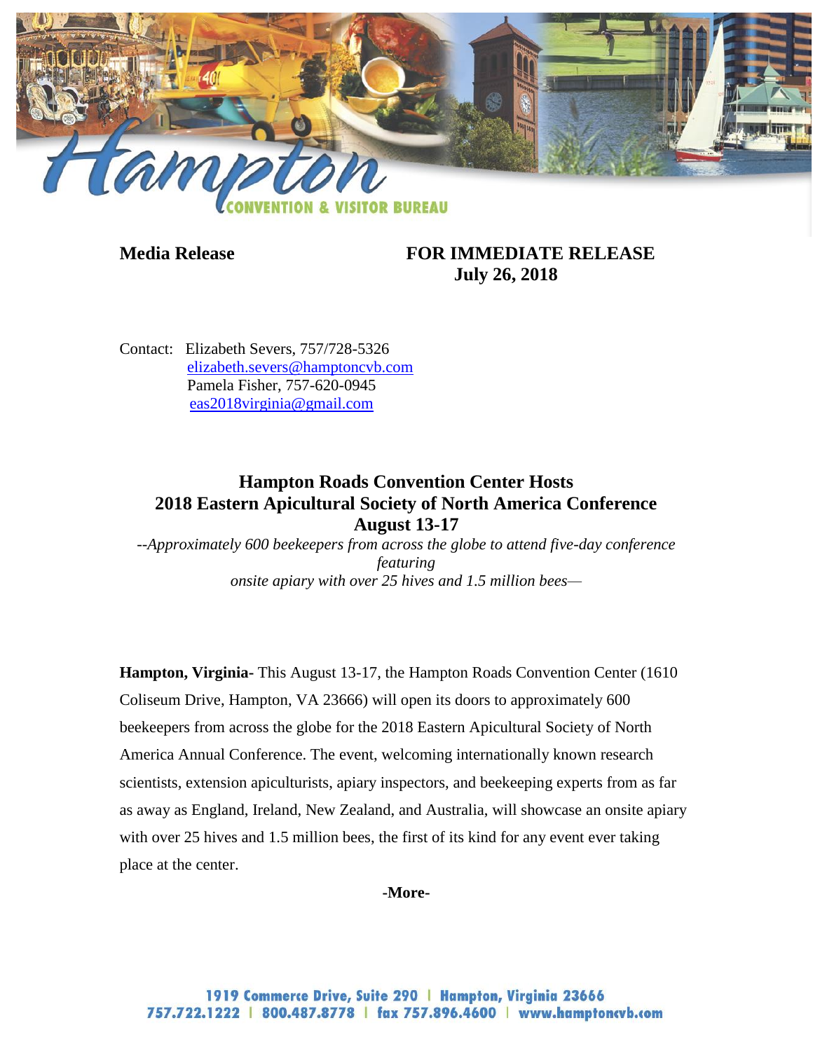**Media Release** **FOR IMMEDIATE RELEASE**
**July 26, 2018**

Contact: Elizabeth Severs, 757/728-5326
elizabeth.severs@hamptoncvb.com
Pamela Fisher, 757-620-0945
eas2018virginia@gmail.com

## Hampton Roads Convention Center Hosts 2018 Eastern Apicultural Society of North America Conference August 13-17

*--Approximately 600 beekeepers from across the globe to attend five-day conference featuring onsite apiary with over 25 hives and 1.5 million bees—*

**Hampton, Virginia-** This August 13-17, the Hampton Roads Convention Center (1610 Coliseum Drive, Hampton, VA 23666) will open its doors to approximately 600 beekeepers from across the globe for the 2018 Eastern Apicultural Society of North America Annual Conference. The event, welcoming internationally known research scientists, extension apiculturists, apiary inspectors, and beekeeping experts from as far as away as England, Ireland, New Zealand, and Australia, will showcase an onsite apiary with over 25 hives and 1.5 million bees, the first of its kind for any event ever taking place at the center.

**-More-**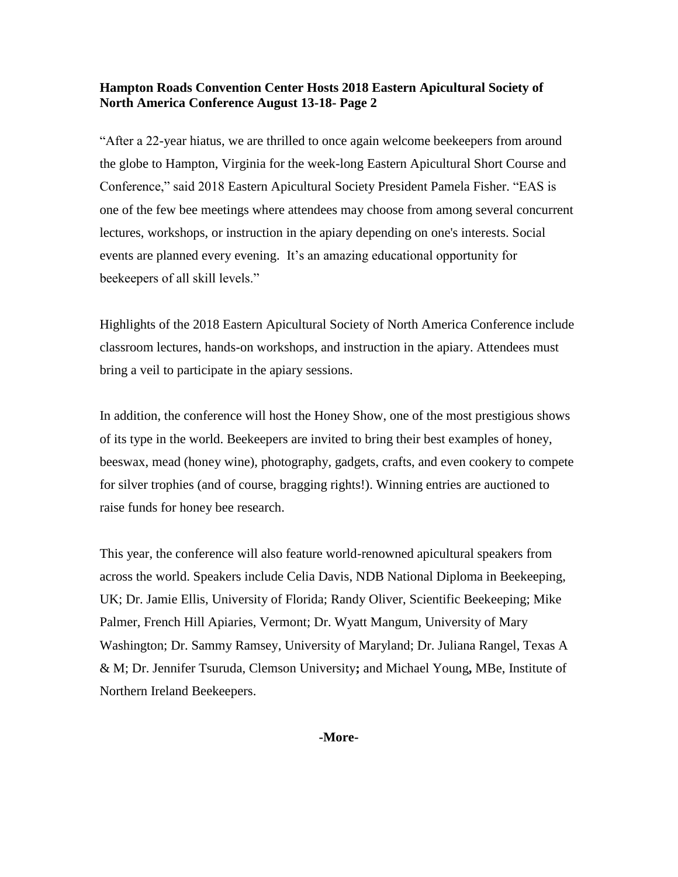**Hampton Roads Convention Center Hosts 2018 Eastern Apicultural Society of North America Conference August 13-18- Page 2**

"After a 22-year hiatus, we are thrilled to once again welcome beekeepers from around the globe to Hampton, Virginia for the week-long Eastern Apicultural Short Course and Conference," said 2018 Eastern Apicultural Society President Pamela Fisher. "EAS is one of the few bee meetings where attendees may choose from among several concurrent lectures, workshops, or instruction in the apiary depending on one's interests. Social events are planned every evening. It's an amazing educational opportunity for beekeepers of all skill levels."

Highlights of the 2018 Eastern Apicultural Society of North America Conference include classroom lectures, hands-on workshops, and instruction in the apiary. Attendees must bring a veil to participate in the apiary sessions.

In addition, the conference will host the Honey Show, one of the most prestigious shows of its type in the world. Beekeepers are invited to bring their best examples of honey, beeswax, mead (honey wine), photography, gadgets, crafts, and even cookery to compete for silver trophies (and of course, bragging rights!). Winning entries are auctioned to raise funds for honey bee research.

This year, the conference will also feature world-renowned apicultural speakers from across the world. Speakers include Celia Davis, NDB National Diploma in Beekeeping, UK; Dr. Jamie Ellis, University of Florida; Randy Oliver, Scientific Beekeeping; Mike Palmer, French Hill Apiaries, Vermont; Dr. Wyatt Mangum, University of Mary Washington; Dr. Sammy Ramsey, University of Maryland; Dr. Juliana Rangel, Texas A & M; Dr. Jennifer Tsuruda, Clemson University**;** and Michael Young**,** MBe, Institute of Northern Ireland Beekeepers.

**-More-**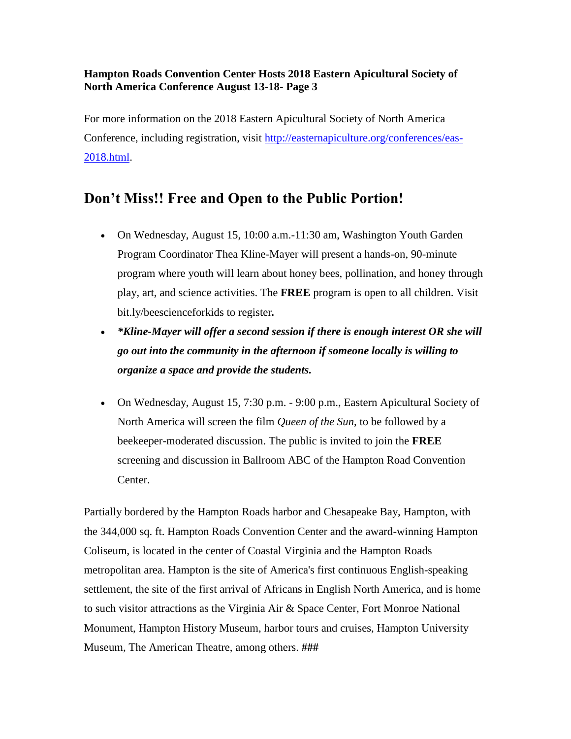**Hampton Roads Convention Center Hosts 2018 Eastern Apicultural Society of North America Conference August 13-18- Page 3**

For more information on the 2018 Eastern Apicultural Society of North America Conference, including registration, visit [http://easternapiculture.org/conferences/eas-2018.html](http://easternapiculture.org/conferences/eas-2018.html).

## Don't Miss!! Free and Open to the Public Portion!

- On Wednesday, August 15, 10:00 a.m.-11:30 am, Washington Youth Garden Program Coordinator Thea Kline-Mayer will present a hands-on, 90-minute program where youth will learn about honey bees, pollination, and honey through play, art, and science activities. The **FREE** program is open to all children. Visit bit.ly/beescienceforkids to register**.**
- ***Kline-Mayer will offer a second session if there is enough interest OR she will go out into the community in the afternoon if someone locally is willing to organize a space and provide the students.***
- On Wednesday, August 15, 7:30 p.m. - 9:00 p.m., Eastern Apicultural Society of North America will screen the film *Queen of the Sun*, to be followed by a beekeeper-moderated discussion. The public is invited to join the **FREE** screening and discussion in Ballroom ABC of the Hampton Road Convention Center.

Partially bordered by the Hampton Roads harbor and Chesapeake Bay, Hampton, with the 344,000 sq. ft. Hampton Roads Convention Center and the award-winning Hampton Coliseum, is located in the center of Coastal Virginia and the Hampton Roads metropolitan area. Hampton is the site of America's first continuous English-speaking settlement, the site of the first arrival of Africans in English North America, and is home to such visitor attractions as the Virginia Air & Space Center, Fort Monroe National Monument, Hampton History Museum, harbor tours and cruises, Hampton University Museum, The American Theatre, among others. **###**